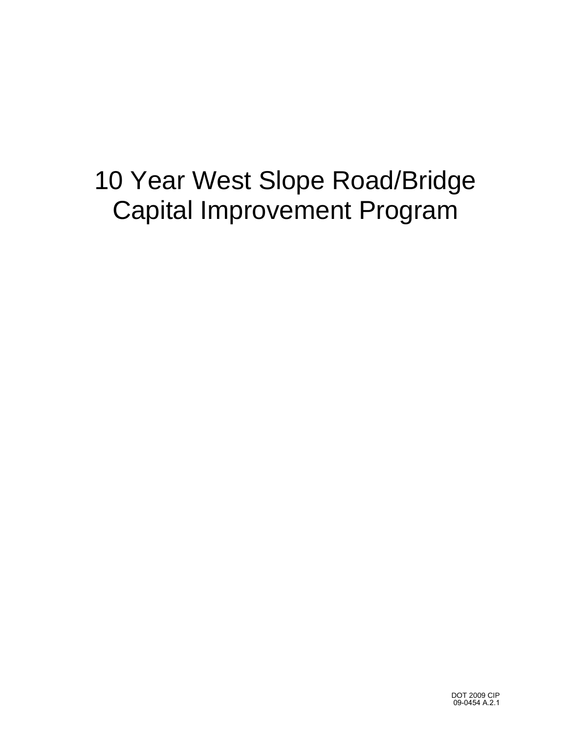# 10 Year West Slope Road/Bridge Capital Improvement Program

DOT 2009 CIP
09-0454 A.2.1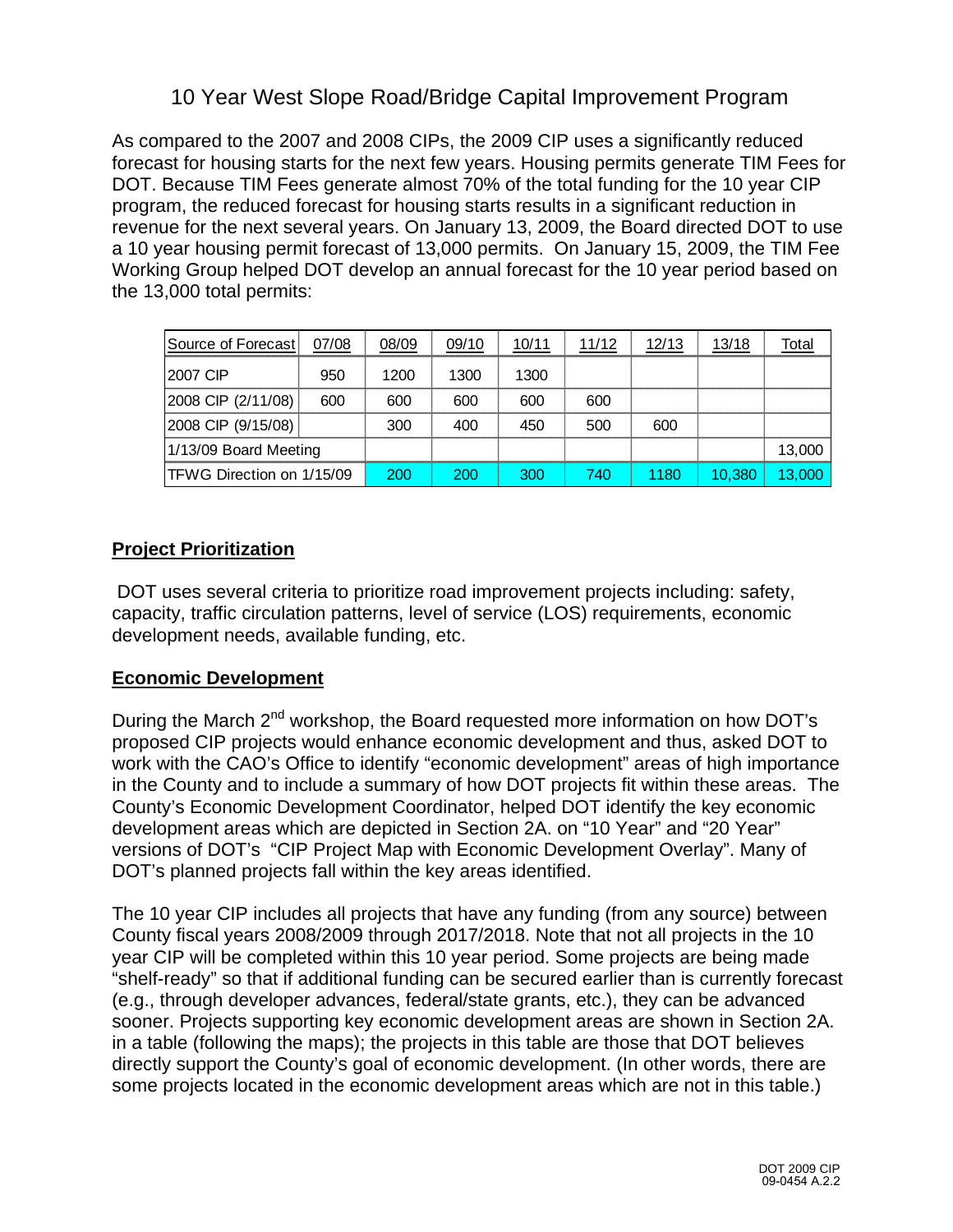# 10 Year West Slope Road/Bridge Capital Improvement Program

As compared to the 2007 and 2008 CIPs, the 2009 CIP uses a significantly reduced forecast for housing starts for the next few years. Housing permits generate TIM Fees for DOT. Because TIM Fees generate almost 70% of the total funding for the 10 year CIP program, the reduced forecast for housing starts results in a significant reduction in revenue for the next several years. On January 13, 2009, the Board directed DOT to use a 10 year housing permit forecast of 13,000 permits. On January 15, 2009, the TIM Fee Working Group helped DOT develop an annual forecast for the 10 year period based on the 13,000 total permits:

| Source of Forecast | 07/08 | 08/09 | 09/10 | 10/11 | 11/12 | 12/13 | 13/18 | Total |
|---|---|---|---|---|---|---|---|---|
| 2007 CIP | 950 | 1200 | 1300 | 1300 | | | | |
| 2008 CIP (2/11/08) | 600 | 600 | 600 | 600 | 600 | | | |
| 2008 CIP (9/15/08) | | 300 | 400 | 450 | 500 | 600 | | |
| 1/13/09 Board Meeting | | | | | | | | 13,000 |
| TFWG Direction on 1/15/09 | | 200 | 200 | 300 | 740 | 1180 | 10,380 | 13,000 |

**Project Prioritization**

DOT uses several criteria to prioritize road improvement projects including: safety, capacity, traffic circulation patterns, level of service (LOS) requirements, economic development needs, available funding, etc.

**Economic Development**

During the March 2nd workshop, the Board requested more information on how DOT's proposed CIP projects would enhance economic development and thus, asked DOT to work with the CAO's Office to identify "economic development" areas of high importance in the County and to include a summary of how DOT projects fit within these areas. The County's Economic Development Coordinator, helped DOT identify the key economic development areas which are depicted in Section 2A. on "10 Year" and "20 Year" versions of DOT's "CIP Project Map with Economic Development Overlay". Many of DOT's planned projects fall within the key areas identified.

The 10 year CIP includes all projects that have any funding (from any source) between County fiscal years 2008/2009 through 2017/2018. Note that not all projects in the 10 year CIP will be completed within this 10 year period. Some projects are being made "shelf-ready" so that if additional funding can be secured earlier than is currently forecast (e.g., through developer advances, federal/state grants, etc.), they can be advanced sooner. Projects supporting key economic development areas are shown in Section 2A. in a table (following the maps); the projects in this table are those that DOT believes directly support the County's goal of economic development. (In other words, there are some projects located in the economic development areas which are not in this table.)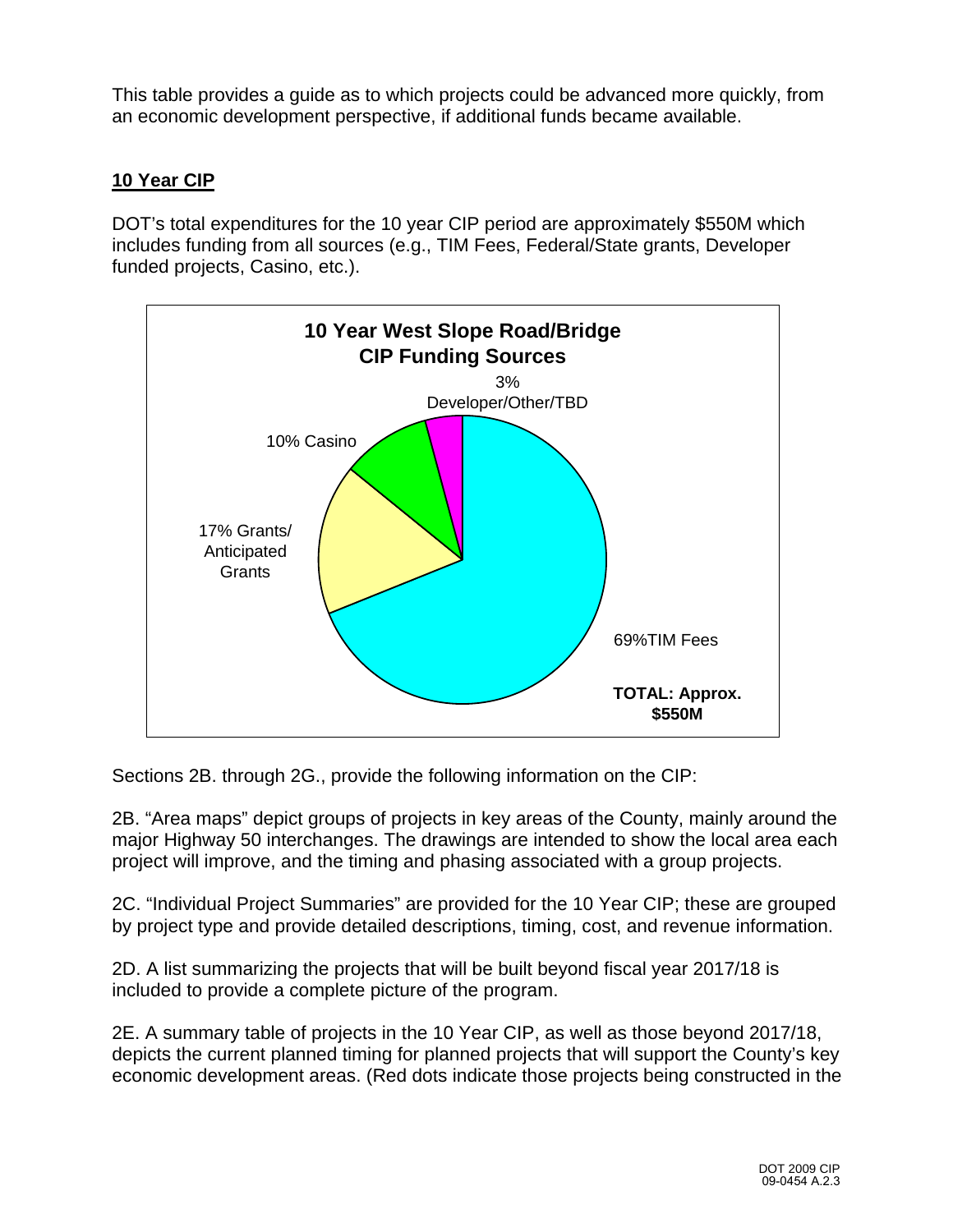This table provides a guide as to which projects could be advanced more quickly, from an economic development perspective, if additional funds became available.

## 10 Year CIP

DOT's total expenditures for the 10 year CIP period are approximately $550M which includes funding from all sources (e.g., TIM Fees, Federal/State grants, Developer funded projects, Casino, etc.).

**10 Year West Slope Road/Bridge CIP Funding Sources**

- 69% TIM Fees
- 17% Grants/ Anticipated Grants
- 10% Casino
- 3% Developer/Other/TBD

**TOTAL: Approx. $550M**

Sections 2B. through 2G., provide the following information on the CIP:

2B. "Area maps" depict groups of projects in key areas of the County, mainly around the major Highway 50 interchanges. The drawings are intended to show the local area each project will improve, and the timing and phasing associated with a group projects.

2C. "Individual Project Summaries" are provided for the 10 Year CIP; these are grouped by project type and provide detailed descriptions, timing, cost, and revenue information.

2D. A list summarizing the projects that will be built beyond fiscal year 2017/18 is included to provide a complete picture of the program.

2E. A summary table of projects in the 10 Year CIP, as well as those beyond 2017/18, depicts the current planned timing for planned projects that will support the County's key economic development areas. (Red dots indicate those projects being constructed in the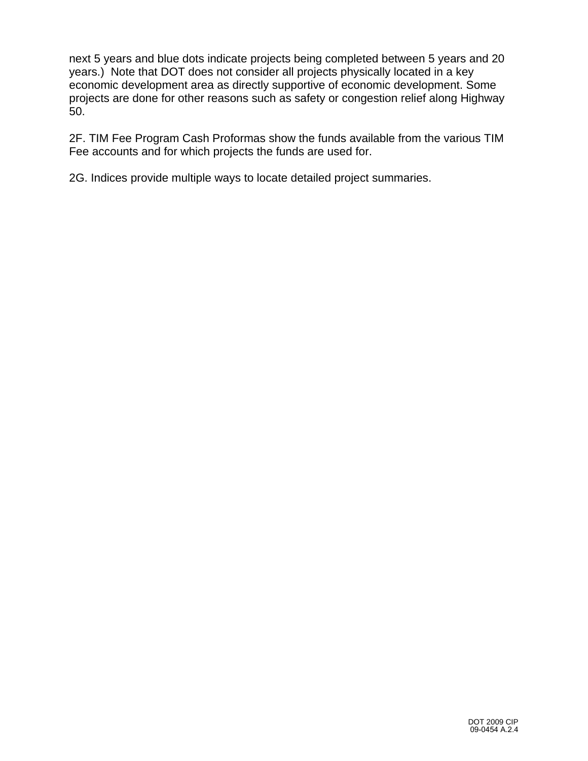next 5 years and blue dots indicate projects being completed between 5 years and 20 years.) Note that DOT does not consider all projects physically located in a key economic development area as directly supportive of economic development. Some projects are done for other reasons such as safety or congestion relief along Highway 50.

2F. TIM Fee Program Cash Proformas show the funds available from the various TIM Fee accounts and for which projects the funds are used for.

2G. Indices provide multiple ways to locate detailed project summaries.